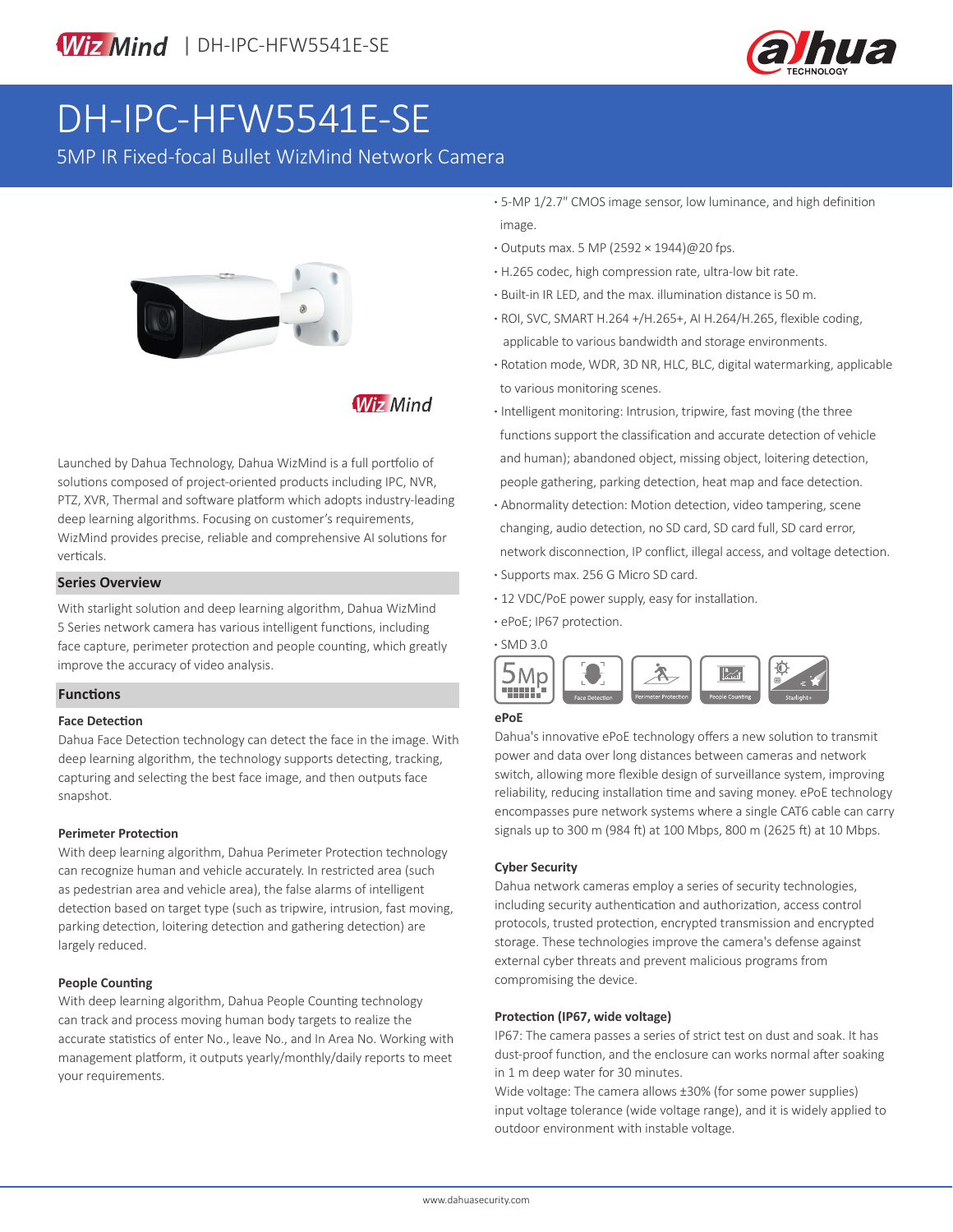# DH-IPC-HFW5541E-SE

5MP IR Fixed-focal Bullet WizMind Network Camera

Launched by Dahua Technology, Dahua WizMind is a full portfolio of solutions composed of project-oriented products including IPC, NVR, PTZ, XVR, Thermal and software platform which adopts industry-leading deep learning algorithms. Focusing on customer's requirements, WizMind provides precise, reliable and comprehensive AI solutions for verticals.

## Series Overview

With starlight solution and deep learning algorithm, Dahua WizMind 5 Series network camera has various intelligent functions, including face capture, perimeter protection and people counting, which greatly improve the accuracy of video analysis.

## Functions

### Face Detection

Dahua Face Detection technology can detect the face in the image. With deep learning algorithm, the technology supports detecting, tracking, capturing and selecting the best face image, and then outputs face snapshot.

### Perimeter Protection

With deep learning algorithm, Dahua Perimeter Protection technology can recognize human and vehicle accurately. In restricted area (such as pedestrian area and vehicle area), the false alarms of intelligent detection based on target type (such as tripwire, intrusion, fast moving, parking detection, loitering detection and gathering detection) are largely reduced.

### People Counting

With deep learning algorithm, Dahua People Counting technology can track and process moving human body targets to realize the accurate statistics of enter No., leave No., and In Area No. Working with management platform, it outputs yearly/monthly/daily reports to meet your requirements.

- 5-MP 1/2.7" CMOS image sensor, low luminance, and high definition image.
- Outputs max. 5 MP (2592 × 1944)@20 fps.
- H.265 codec, high compression rate, ultra-low bit rate.
- Built-in IR LED, and the max. illumination distance is 50 m.
- ROI, SVC, SMART H.264 +/H.265+, AI H.264/H.265, flexible coding, applicable to various bandwidth and storage environments.
- Rotation mode, WDR, 3D NR, HLC, BLC, digital watermarking, applicable to various monitoring scenes.
- Intelligent monitoring: Intrusion, tripwire, fast moving (the three functions support the classification and accurate detection of vehicle and human); abandoned object, missing object, loitering detection, people gathering, parking detection, heat map and face detection.
- Abnormality detection: Motion detection, video tampering, scene changing, audio detection, no SD card, SD card full, SD card error, network disconnection, IP conflict, illegal access, and voltage detection.
- Supports max. 256 G Micro SD card.
- 12 VDC/PoE power supply, easy for installation.
- ePoE; IP67 protection.
- SMD 3.0

5Mp | Face Detection | Perimeter Protection | People Counting | Starlight+

### ePoE

Dahua's innovative ePoE technology offers a new solution to transmit power and data over long distances between cameras and network switch, allowing more flexible design of surveillance system, improving reliability, reducing installation time and saving money. ePoE technology encompasses pure network systems where a single CAT6 cable can carry signals up to 300 m (984 ft) at 100 Mbps, 800 m (2625 ft) at 10 Mbps.

### Cyber Security

Dahua network cameras employ a series of security technologies, including security authentication and authorization, access control protocols, trusted protection, encrypted transmission and encrypted storage. These technologies improve the camera's defense against external cyber threats and prevent malicious programs from compromising the device.

### Protection (IP67, wide voltage)

IP67: The camera passes a series of strict test on dust and soak. It has dust-proof function, and the enclosure can works normal after soaking in 1 m deep water for 30 minutes.

Wide voltage: The camera allows ±30% (for some power supplies) input voltage tolerance (wide voltage range), and it is widely applied to outdoor environment with instable voltage.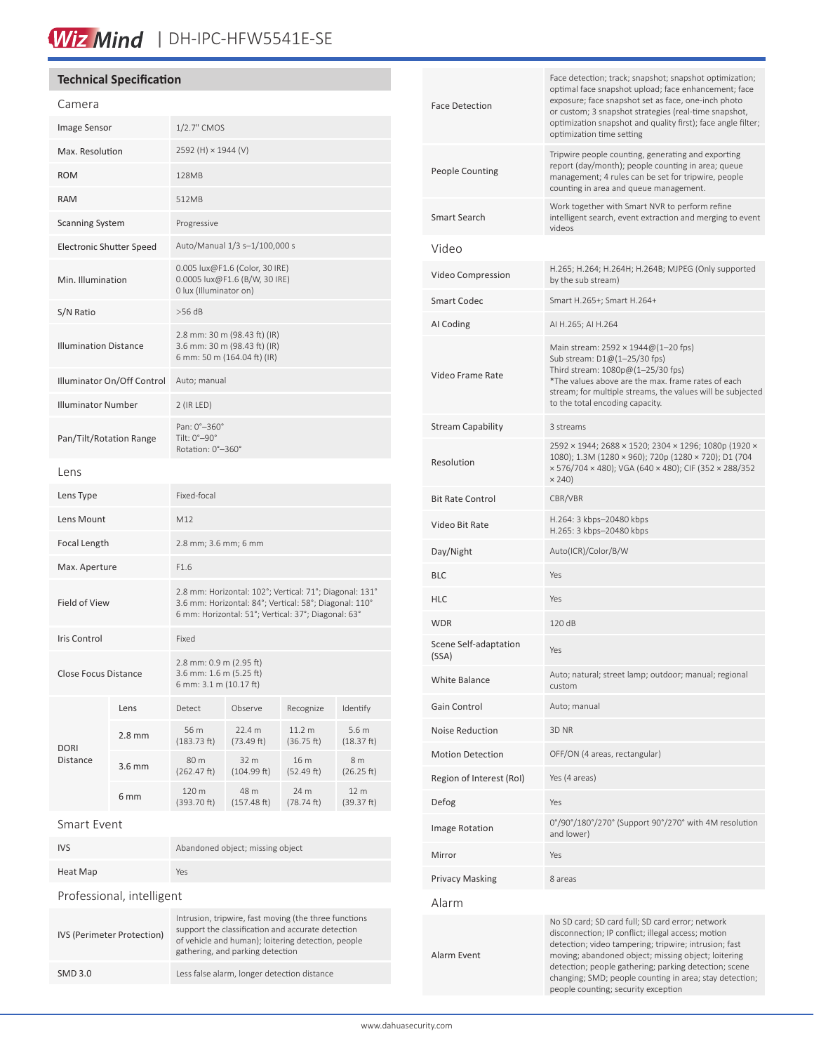## Technical Specification

### Camera

| | |
|---|---|
| Image Sensor | 1/2.7" CMOS |
| Max. Resolution | 2592 (H) × 1944 (V) |
| ROM | 128MB |
| RAM | 512MB |
| Scanning System | Progressive |
| Electronic Shutter Speed | Auto/Manual 1/3 s–1/100,000 s |
| Min. Illumination | 0.005 lux@F1.6 (Color, 30 IRE)<br>0.0005 lux@F1.6 (B/W, 30 IRE)<br>0 lux (Illuminator on) |
| S/N Ratio | >56 dB |
| Illumination Distance | 2.8 mm: 30 m (98.43 ft) (IR)<br>3.6 mm: 30 m (98.43 ft) (IR)<br>6 mm: 50 m (164.04 ft) (IR) |
| Illuminator On/Off Control | Auto; manual |
| Illuminator Number | 2 (IR LED) |
| Pan/Tilt/Rotation Range | Pan: 0°–360°<br>Tilt: 0°–90°<br>Rotation: 0°–360° |

### Lens

| | |
|---|---|
| Lens Type | Fixed-focal |
| Lens Mount | M12 |
| Focal Length | 2.8 mm; 3.6 mm; 6 mm |
| Max. Aperture | F1.6 |
| Field of View | 2.8 mm: Horizontal: 102°; Vertical: 71°; Diagonal: 131°<br>3.6 mm: Horizontal: 84°; Vertical: 58°; Diagonal: 110°<br>6 mm: Horizontal: 51°; Vertical: 37°; Diagonal: 63° |
| Iris Control | Fixed |
| Close Focus Distance | 2.8 mm: 0.9 m (2.95 ft)<br>3.6 mm: 1.6 m (5.25 ft)<br>6 mm: 3.1 m (10.17 ft) |

| DORI Distance | Lens | Detect | Observe | Recognize | Identify |
|---|---|---|---|---|---|
| | 2.8 mm | 56 m (183.73 ft) | 22.4 m (73.49 ft) | 11.2 m (36.75 ft) | 5.6 m (18.37 ft) |
| | 3.6 mm | 80 m (262.47 ft) | 32 m (104.99 ft) | 16 m (52.49 ft) | 8 m (26.25 ft) |
| | 6 mm | 120 m (393.70 ft) | 48 m (157.48 ft) | 24 m (78.74 ft) | 12 m (39.37 ft) |

### Smart Event

| | |
|---|---|
| IVS | Abandoned object; missing object |
| Heat Map | Yes |

### Professional, intelligent

| | |
|---|---|
| IVS (Perimeter Protection) | Intrusion, tripwire, fast moving (the three functions support the classification and accurate detection of vehicle and human); loitering detection, people gathering, and parking detection |
| SMD 3.0 | Less false alarm, longer detection distance |
| Face Detection | Face detection; track; snapshot; snapshot optimization; optimal face snapshot upload; face enhancement; face exposure; face snapshot set as face, one-inch photo or custom; 3 snapshot strategies (real-time snapshot, optimization snapshot and quality first); face angle filter; optimization time setting |
| People Counting | Tripwire people counting, generating and exporting report (day/month); people counting in area; queue management; 4 rules can be set for tripwire, people counting in area and queue management. |
| Smart Search | Work together with Smart NVR to perform refine intelligent search, event extraction and merging to event videos |

### Video

| | |
|---|---|
| Video Compression | H.265; H.264; H.264H; H.264B; MJPEG (Only supported by the sub stream) |
| Smart Codec | Smart H.265+; Smart H.264+ |
| AI Coding | AI H.265; AI H.264 |
| Video Frame Rate | Main stream: 2592 × 1944@(1–20 fps)<br>Sub stream: D1@(1–25/30 fps)<br>Third stream: 1080p@(1–25/30 fps)<br>*The values above are the max. frame rates of each stream; for multiple streams, the values will be subjected to the total encoding capacity. |
| Stream Capability | 3 streams |
| Resolution | 2592 × 1944; 2688 × 1520; 2304 × 1296; 1080p (1920 × 1080); 1.3M (1280 × 960); 720p (1280 × 720); D1 (704 × 576/704 × 480); VGA (640 × 480); CIF (352 × 288/352 × 240) |
| Bit Rate Control | CBR/VBR |
| Video Bit Rate | H.264: 3 kbps–20480 kbps<br>H.265: 3 kbps–20480 kbps |
| Day/Night | Auto(ICR)/Color/B/W |
| BLC | Yes |
| HLC | Yes |
| WDR | 120 dB |
| Scene Self-adaptation (SSA) | Yes |
| White Balance | Auto; natural; street lamp; outdoor; manual; regional custom |
| Gain Control | Auto; manual |
| Noise Reduction | 3D NR |
| Motion Detection | OFF/ON (4 areas, rectangular) |
| Region of Interest (RoI) | Yes (4 areas) |
| Defog | Yes |
| Image Rotation | 0°/90°/180°/270° (Support 90°/270° with 4M resolution and lower) |
| Mirror | Yes |
| Privacy Masking | 8 areas |

### Alarm

| | |
|---|---|
| Alarm Event | No SD card; SD card full; SD card error; network disconnection; IP conflict; illegal access; motion detection; video tampering; tripwire; intrusion; fast moving; abandoned object; missing object; loitering detection; people gathering; parking detection; scene changing; SMD; people counting in area; stay detection; people counting; security exception |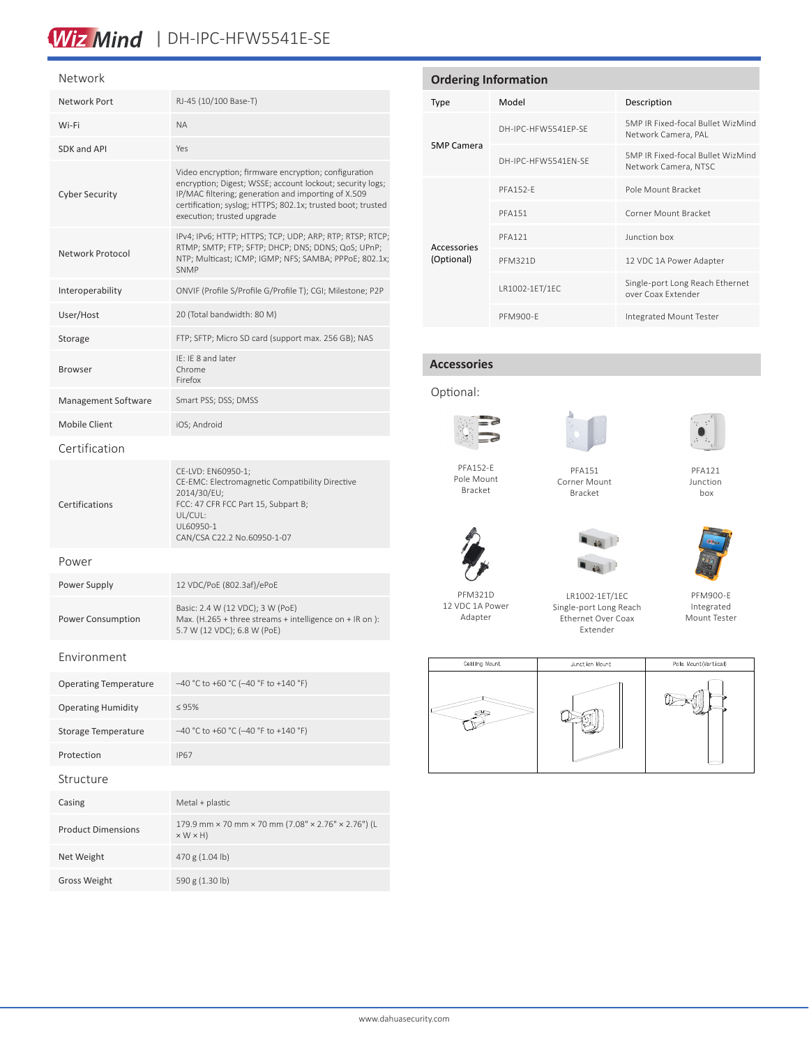## Network

| | |
|---|---|
| Network Port | RJ-45 (10/100 Base-T) |
| Wi-Fi | NA |
| SDK and API | Yes |
| Cyber Security | Video encryption; firmware encryption; configuration encryption; Digest; WSSE; account lockout; security logs; IP/MAC filtering; generation and importing of X.509 certification; syslog; HTTPS; 802.1x; trusted boot; trusted execution; trusted upgrade |
| Network Protocol | IPv4; IPv6; HTTP; HTTPS; TCP; UDP; ARP; RTP; RTSP; RTCP; RTMP; SMTP; FTP; SFTP; DHCP; DNS; DDNS; QoS; UPnP; NTP; Multicast; ICMP; IGMP; NFS; SAMBA; PPPoE; 802.1x; SNMP |
| Interoperability | ONVIF (Profile S/Profile G/Profile T); CGI; Milestone; P2P |
| User/Host | 20 (Total bandwidth: 80 M) |
| Storage | FTP; SFTP; Micro SD card (support max. 256 GB); NAS |
| Browser | IE: IE 8 and later<br>Chrome<br>Firefox |
| Management Software | Smart PSS; DSS; DMSS |
| Mobile Client | iOS; Android |

## Certification

| | |
|---|---|
| Certifications | CE-LVD: EN60950-1;<br>CE-EMC: Electromagnetic Compatibility Directive 2014/30/EU;<br>FCC: 47 CFR FCC Part 15, Subpart B;<br>UL/CUL:<br>UL60950-1<br>CAN/CSA C22.2 No.60950-1-07 |

## Power

| | |
|---|---|
| Power Supply | 12 VDC/PoE (802.3af)/ePoE |
| Power Consumption | Basic: 2.4 W (12 VDC); 3 W (PoE)<br>Max. (H.265 + three streams + intelligence on + IR on ): 5.7 W (12 VDC); 6.8 W (PoE) |

## Environment

| | |
|---|---|
| Operating Temperature | –40 °C to +60 °C (–40 °F to +140 °F) |
| Operating Humidity | ≤ 95% |
| Storage Temperature | –40 °C to +60 °C (–40 °F to +140 °F) |
| Protection | IP67 |

## Structure

| | |
|---|---|
| Casing | Metal + plastic |
| Product Dimensions | 179.9 mm × 70 mm × 70 mm (7.08" × 2.76" × 2.76") (L × W × H) |
| Net Weight | 470 g (1.04 lb) |
| Gross Weight | 590 g (1.30 lb) |

## Ordering Information

| Type | Model | Description |
|---|---|---|
| 5MP Camera | DH-IPC-HFW5541EP-SE | 5MP IR Fixed-focal Bullet WizMind Network Camera, PAL |
| | DH-IPC-HFW5541EN-SE | 5MP IR Fixed-focal Bullet WizMind Network Camera, NTSC |
| Accessories (Optional) | PFA152-E | Pole Mount Bracket |
| | PFA151 | Corner Mount Bracket |
| | PFA121 | Junction box |
| | PFM321D | 12 VDC 1A Power Adapter |
| | LR1002-1ET/1EC | Single-port Long Reach Ethernet over Coax Extender |
| | PFM900-E | Integrated Mount Tester |

## Accessories

Optional:

PFA152-E Pole Mount Bracket

PFA151 Corner Mount Bracket

PFA121 Junction box

PFM321D 12 VDC 1A Power Adapter

LR1002-1ET/1EC Single-port Long Reach Ethernet Over Coax Extender

PFM900-E Integrated Mount Tester

| Ceiling Mount | Junction Mount | Pole Mount(Vertical) |
|---|---|---|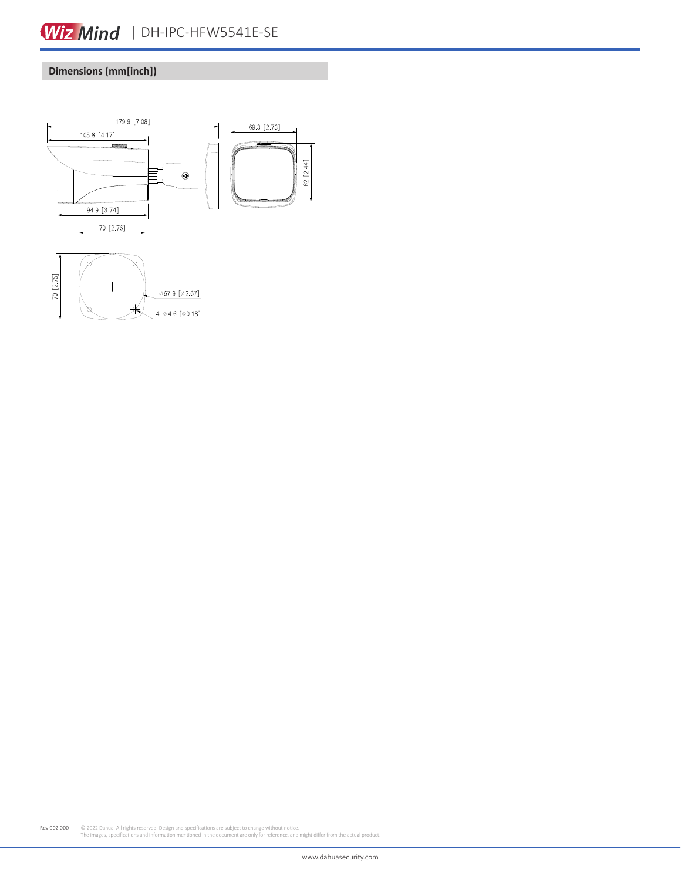## Dimensions (mm[inch])

179.9 [7.08]

105.8 [4.17]

94.9 [3.74]

69.3 [2.73]

62 [2.44]

70 [2.76]

70 [2.75]

⌀67.9 [⌀2.67]

4–⌀4.6 [⌀0.18]

Rev 002.000

© 2022 Dahua. All rights reserved. Design and specifications are subject to change without notice.
The images, specifications and information mentioned in the document are only for reference, and might differ from the actual product.